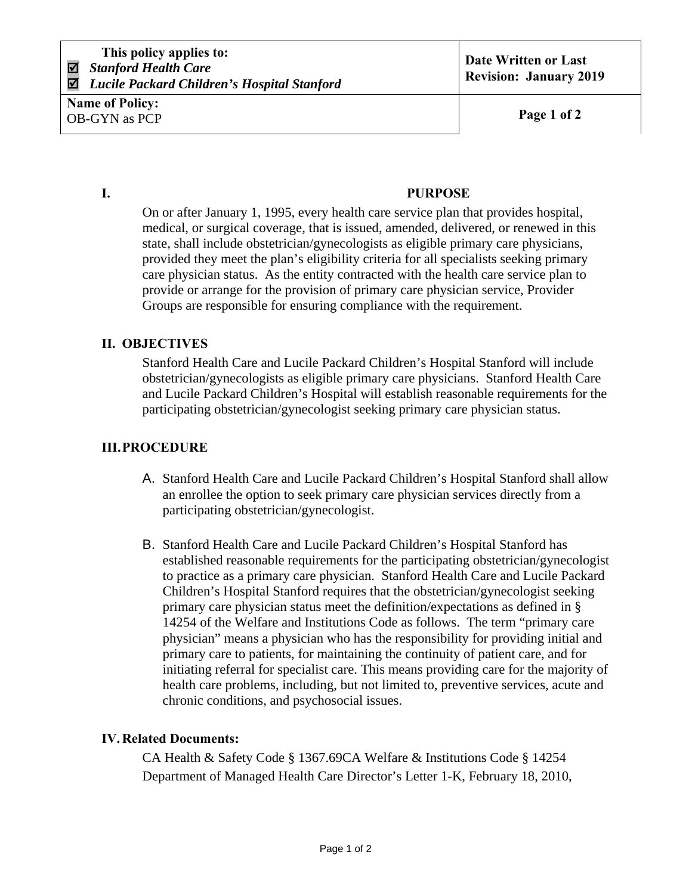| This policy applies to:<br>☑ *Stanford Health Care*<br>☑ *Lucile Packard Children's Hospital Stanford* | **Date Written or Last Revision: January 2019** |
| --- | --- |
| **Name of Policy:**<br>OB-GYN as PCP | **Page 1 of 2** |

## I. PURPOSE

On or after January 1, 1995, every health care service plan that provides hospital, medical, or surgical coverage, that is issued, amended, delivered, or renewed in this state, shall include obstetrician/gynecologists as eligible primary care physicians, provided they meet the plan's eligibility criteria for all specialists seeking primary care physician status. As the entity contracted with the health care service plan to provide or arrange for the provision of primary care physician service, Provider Groups are responsible for ensuring compliance with the requirement.

## II. OBJECTIVES

Stanford Health Care and Lucile Packard Children's Hospital Stanford will include obstetrician/gynecologists as eligible primary care physicians. Stanford Health Care and Lucile Packard Children's Hospital will establish reasonable requirements for the participating obstetrician/gynecologist seeking primary care physician status.

## III. PROCEDURE

A. Stanford Health Care and Lucile Packard Children's Hospital Stanford shall allow an enrollee the option to seek primary care physician services directly from a participating obstetrician/gynecologist.

B. Stanford Health Care and Lucile Packard Children's Hospital Stanford has established reasonable requirements for the participating obstetrician/gynecologist to practice as a primary care physician. Stanford Health Care and Lucile Packard Children's Hospital Stanford requires that the obstetrician/gynecologist seeking primary care physician status meet the definition/expectations as defined in § 14254 of the Welfare and Institutions Code as follows. The term "primary care physician" means a physician who has the responsibility for providing initial and primary care to patients, for maintaining the continuity of patient care, and for initiating referral for specialist care. This means providing care for the majority of health care problems, including, but not limited to, preventive services, acute and chronic conditions, and psychosocial issues.

## IV. Related Documents:

CA Health & Safety Code § 1367.69CA Welfare & Institutions Code § 14254
Department of Managed Health Care Director's Letter 1-K, February 18, 2010,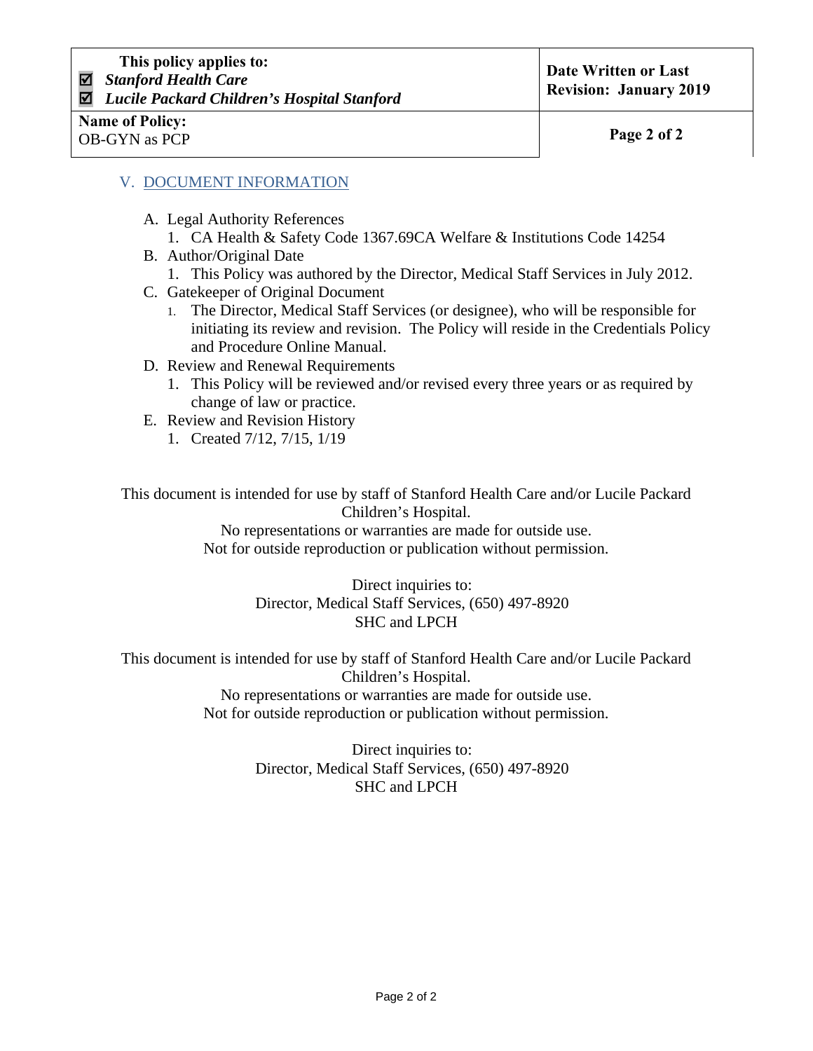## V. DOCUMENT INFORMATION

A. Legal Authority References
   1. CA Health & Safety Code 1367.69CA Welfare & Institutions Code 14254

B. Author/Original Date
   1. This Policy was authored by the Director, Medical Staff Services in July 2012.

C. Gatekeeper of Original Document
   1. The Director, Medical Staff Services (or designee), who will be responsible for initiating its review and revision. The Policy will reside in the Credentials Policy and Procedure Online Manual.

D. Review and Renewal Requirements
   1. This Policy will be reviewed and/or revised every three years or as required by change of law or practice.

E. Review and Revision History
   1. Created 7/12, 7/15, 1/19

This document is intended for use by staff of Stanford Health Care and/or Lucile Packard Children's Hospital.
No representations or warranties are made for outside use.
Not for outside reproduction or publication without permission.

Direct inquiries to:
Director, Medical Staff Services, (650) 497-8920
SHC and LPCH

This document is intended for use by staff of Stanford Health Care and/or Lucile Packard Children's Hospital.
No representations or warranties are made for outside use.
Not for outside reproduction or publication without permission.

Direct inquiries to:
Director, Medical Staff Services, (650) 497-8920
SHC and LPCH